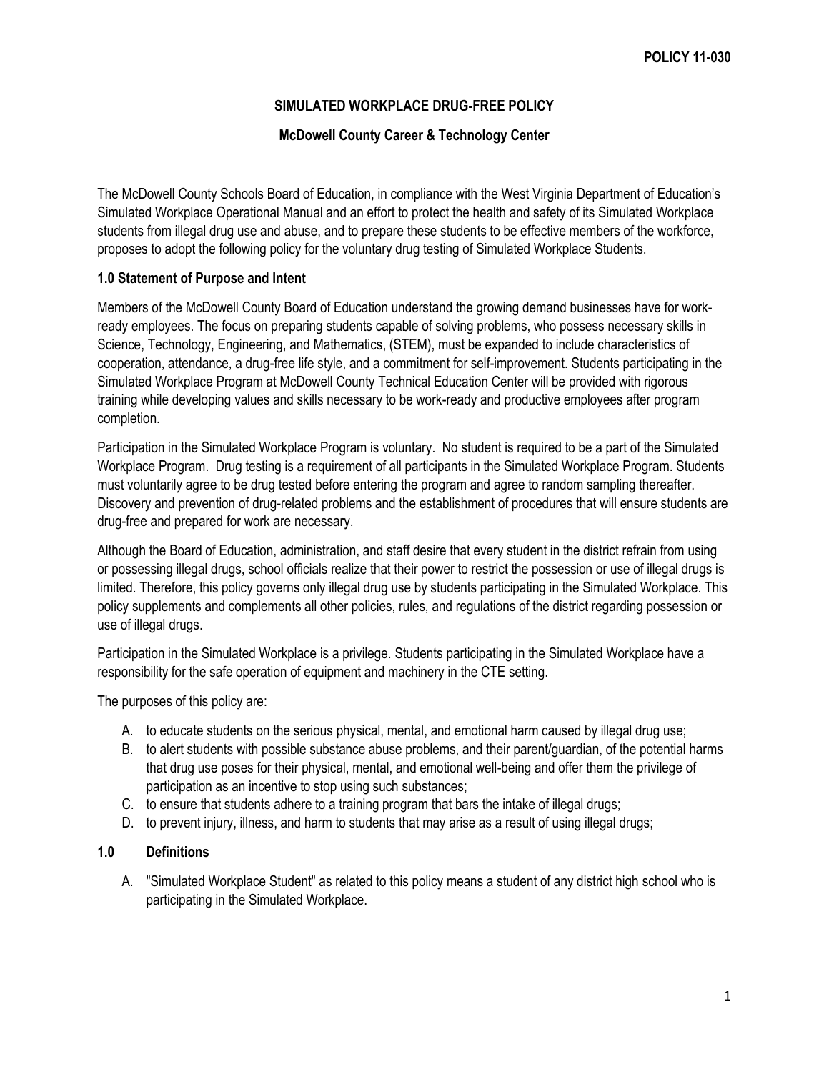**POLICY 11-030**

## SIMULATED WORKPLACE DRUG-FREE POLICY

### McDowell County Career & Technology Center

The McDowell County Schools Board of Education, in compliance with the West Virginia Department of Education's Simulated Workplace Operational Manual and an effort to protect the health and safety of its Simulated Workplace students from illegal drug use and abuse, and to prepare these students to be effective members of the workforce, proposes to adopt the following policy for the voluntary drug testing of Simulated Workplace Students.

### 1.0 Statement of Purpose and Intent

Members of the McDowell County Board of Education understand the growing demand businesses have for work-ready employees. The focus on preparing students capable of solving problems, who possess necessary skills in Science, Technology, Engineering, and Mathematics, (STEM), must be expanded to include characteristics of cooperation, attendance, a drug-free life style, and a commitment for self-improvement. Students participating in the Simulated Workplace Program at McDowell County Technical Education Center will be provided with rigorous training while developing values and skills necessary to be work-ready and productive employees after program completion.

Participation in the Simulated Workplace Program is voluntary. No student is required to be a part of the Simulated Workplace Program. Drug testing is a requirement of all participants in the Simulated Workplace Program. Students must voluntarily agree to be drug tested before entering the program and agree to random sampling thereafter. Discovery and prevention of drug-related problems and the establishment of procedures that will ensure students are drug-free and prepared for work are necessary.

Although the Board of Education, administration, and staff desire that every student in the district refrain from using or possessing illegal drugs, school officials realize that their power to restrict the possession or use of illegal drugs is limited. Therefore, this policy governs only illegal drug use by students participating in the Simulated Workplace. This policy supplements and complements all other policies, rules, and regulations of the district regarding possession or use of illegal drugs.

Participation in the Simulated Workplace is a privilege. Students participating in the Simulated Workplace have a responsibility for the safe operation of equipment and machinery in the CTE setting.

The purposes of this policy are:

A. to educate students on the serious physical, mental, and emotional harm caused by illegal drug use;
B. to alert students with possible substance abuse problems, and their parent/guardian, of the potential harms that drug use poses for their physical, mental, and emotional well-being and offer them the privilege of participation as an incentive to stop using such substances;
C. to ensure that students adhere to a training program that bars the intake of illegal drugs;
D. to prevent injury, illness, and harm to students that may arise as a result of using illegal drugs;

### 1.0 Definitions

A. "Simulated Workplace Student" as related to this policy means a student of any district high school who is participating in the Simulated Workplace.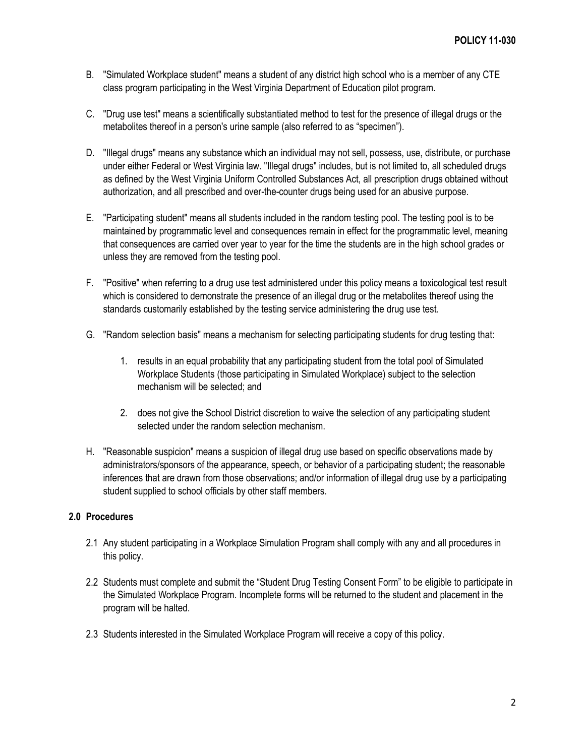B. "Simulated Workplace student" means a student of any district high school who is a member of any CTE class program participating in the West Virginia Department of Education pilot program.

C. "Drug use test" means a scientifically substantiated method to test for the presence of illegal drugs or the metabolites thereof in a person's urine sample (also referred to as "specimen").

D. "Illegal drugs" means any substance which an individual may not sell, possess, use, distribute, or purchase under either Federal or West Virginia law. "Illegal drugs" includes, but is not limited to, all scheduled drugs as defined by the West Virginia Uniform Controlled Substances Act, all prescription drugs obtained without authorization, and all prescribed and over-the-counter drugs being used for an abusive purpose.

E. "Participating student" means all students included in the random testing pool. The testing pool is to be maintained by programmatic level and consequences remain in effect for the programmatic level, meaning that consequences are carried over year to year for the time the students are in the high school grades or unless they are removed from the testing pool.

F. "Positive" when referring to a drug use test administered under this policy means a toxicological test result which is considered to demonstrate the presence of an illegal drug or the metabolites thereof using the standards customarily established by the testing service administering the drug use test.

G. "Random selection basis" means a mechanism for selecting participating students for drug testing that:

   1. results in an equal probability that any participating student from the total pool of Simulated Workplace Students (those participating in Simulated Workplace) subject to the selection mechanism will be selected; and

   2. does not give the School District discretion to waive the selection of any participating student selected under the random selection mechanism.

H. "Reasonable suspicion" means a suspicion of illegal drug use based on specific observations made by administrators/sponsors of the appearance, speech, or behavior of a participating student; the reasonable inferences that are drawn from those observations; and/or information of illegal drug use by a participating student supplied to school officials by other staff members.

## 2.0 Procedures

2.1 Any student participating in a Workplace Simulation Program shall comply with any and all procedures in this policy.

2.2 Students must complete and submit the "Student Drug Testing Consent Form" to be eligible to participate in the Simulated Workplace Program. Incomplete forms will be returned to the student and placement in the program will be halted.

2.3 Students interested in the Simulated Workplace Program will receive a copy of this policy.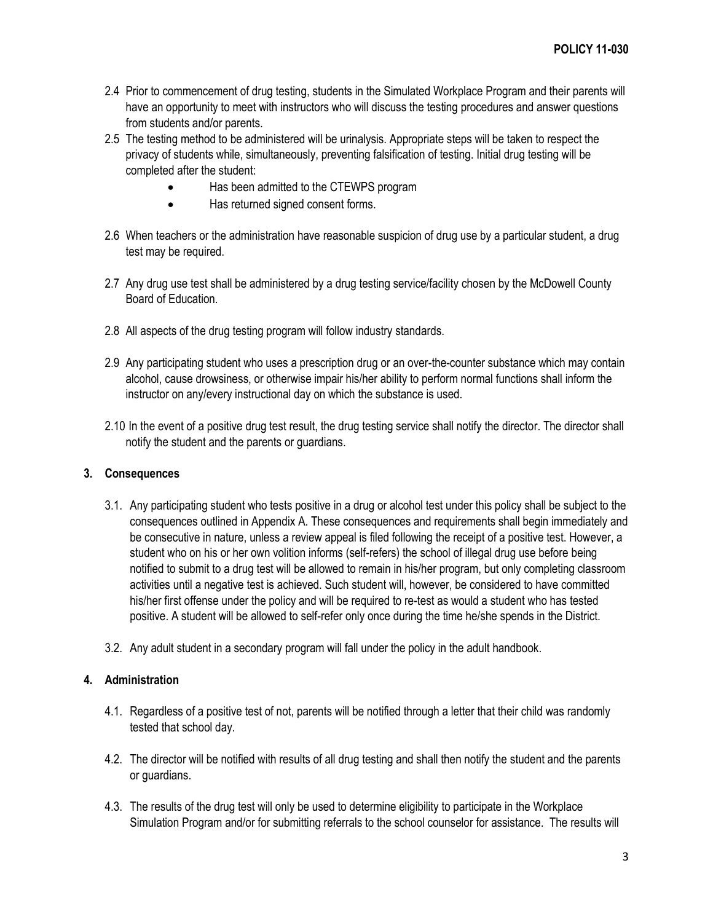2.4 Prior to commencement of drug testing, students in the Simulated Workplace Program and their parents will have an opportunity to meet with instructors who will discuss the testing procedures and answer questions from students and/or parents.

2.5 The testing method to be administered will be urinalysis. Appropriate steps will be taken to respect the privacy of students while, simultaneously, preventing falsification of testing. Initial drug testing will be completed after the student:

- Has been admitted to the CTEWPS program
- Has returned signed consent forms.

2.6 When teachers or the administration have reasonable suspicion of drug use by a particular student, a drug test may be required.

2.7 Any drug use test shall be administered by a drug testing service/facility chosen by the McDowell County Board of Education.

2.8 All aspects of the drug testing program will follow industry standards.

2.9 Any participating student who uses a prescription drug or an over-the-counter substance which may contain alcohol, cause drowsiness, or otherwise impair his/her ability to perform normal functions shall inform the instructor on any/every instructional day on which the substance is used.

2.10 In the event of a positive drug test result, the drug testing service shall notify the director. The director shall notify the student and the parents or guardians.

## 3. Consequences

3.1. Any participating student who tests positive in a drug or alcohol test under this policy shall be subject to the consequences outlined in Appendix A. These consequences and requirements shall begin immediately and be consecutive in nature, unless a review appeal is filed following the receipt of a positive test. However, a student who on his or her own volition informs (self-refers) the school of illegal drug use before being notified to submit to a drug test will be allowed to remain in his/her program, but only completing classroom activities until a negative test is achieved. Such student will, however, be considered to have committed his/her first offense under the policy and will be required to re-test as would a student who has tested positive. A student will be allowed to self-refer only once during the time he/she spends in the District.

3.2. Any adult student in a secondary program will fall under the policy in the adult handbook.

## 4. Administration

4.1. Regardless of a positive test of not, parents will be notified through a letter that their child was randomly tested that school day.

4.2. The director will be notified with results of all drug testing and shall then notify the student and the parents or guardians.

4.3. The results of the drug test will only be used to determine eligibility to participate in the Workplace Simulation Program and/or for submitting referrals to the school counselor for assistance. The results will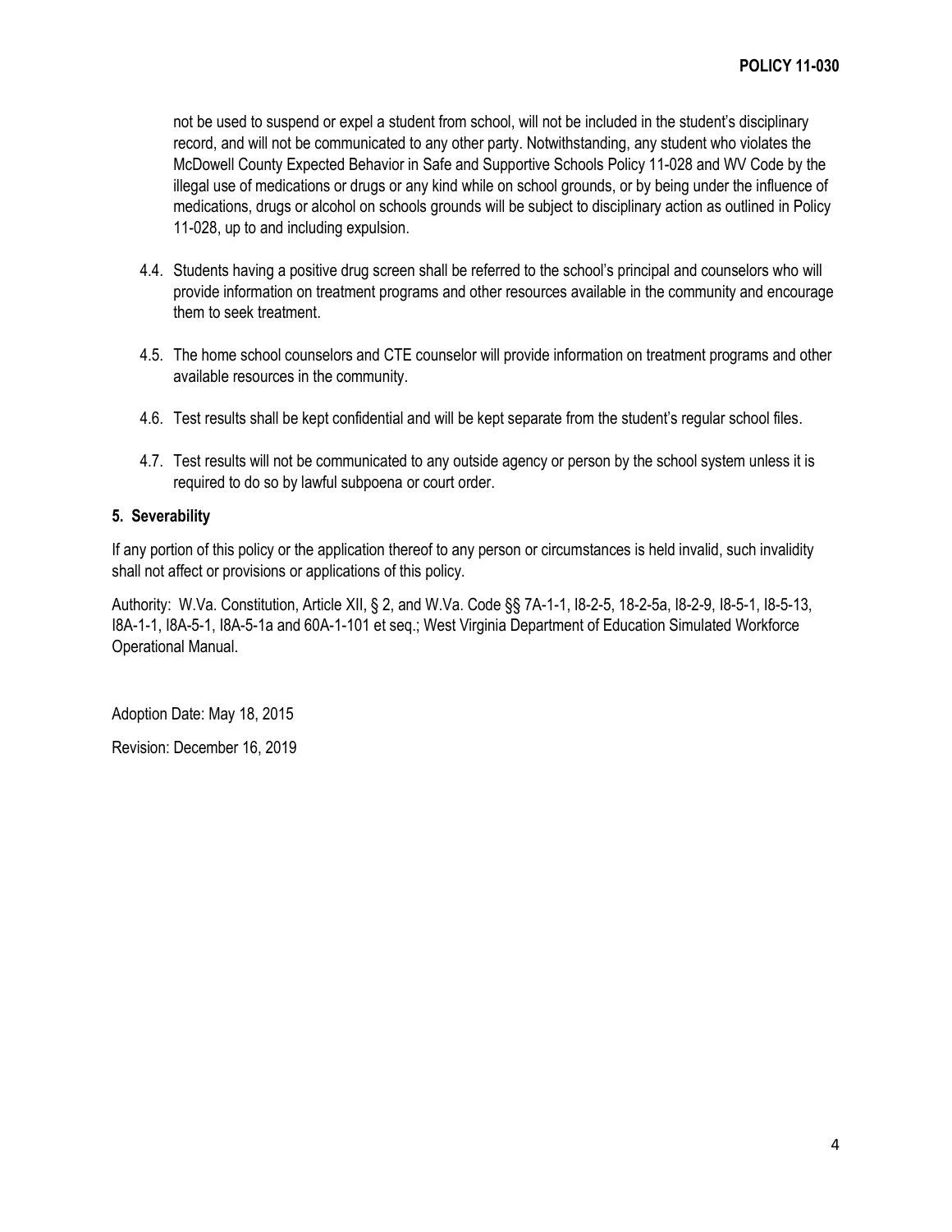not be used to suspend or expel a student from school, will not be included in the student's disciplinary record, and will not be communicated to any other party. Notwithstanding, any student who violates the McDowell County Expected Behavior in Safe and Supportive Schools Policy 11-028 and WV Code by the illegal use of medications or drugs or any kind while on school grounds, or by being under the influence of medications, drugs or alcohol on schools grounds will be subject to disciplinary action as outlined in Policy 11-028, up to and including expulsion.

4.4. Students having a positive drug screen shall be referred to the school's principal and counselors who will provide information on treatment programs and other resources available in the community and encourage them to seek treatment.

4.5. The home school counselors and CTE counselor will provide information on treatment programs and other available resources in the community.

4.6. Test results shall be kept confidential and will be kept separate from the student's regular school files.

4.7. Test results will not be communicated to any outside agency or person by the school system unless it is required to do so by lawful subpoena or court order.

**5. Severability**

If any portion of this policy or the application thereof to any person or circumstances is held invalid, such invalidity shall not affect or provisions or applications of this policy.

Authority: W.Va. Constitution, Article XII, § 2, and W.Va. Code §§ 7A-1-1, I8-2-5, 18-2-5a, I8-2-9, I8-5-1, I8-5-13, I8A-1-1, I8A-5-1, I8A-5-1a and 60A-1-101 et seq.; West Virginia Department of Education Simulated Workforce Operational Manual.

Adoption Date: May 18, 2015

Revision: December 16, 2019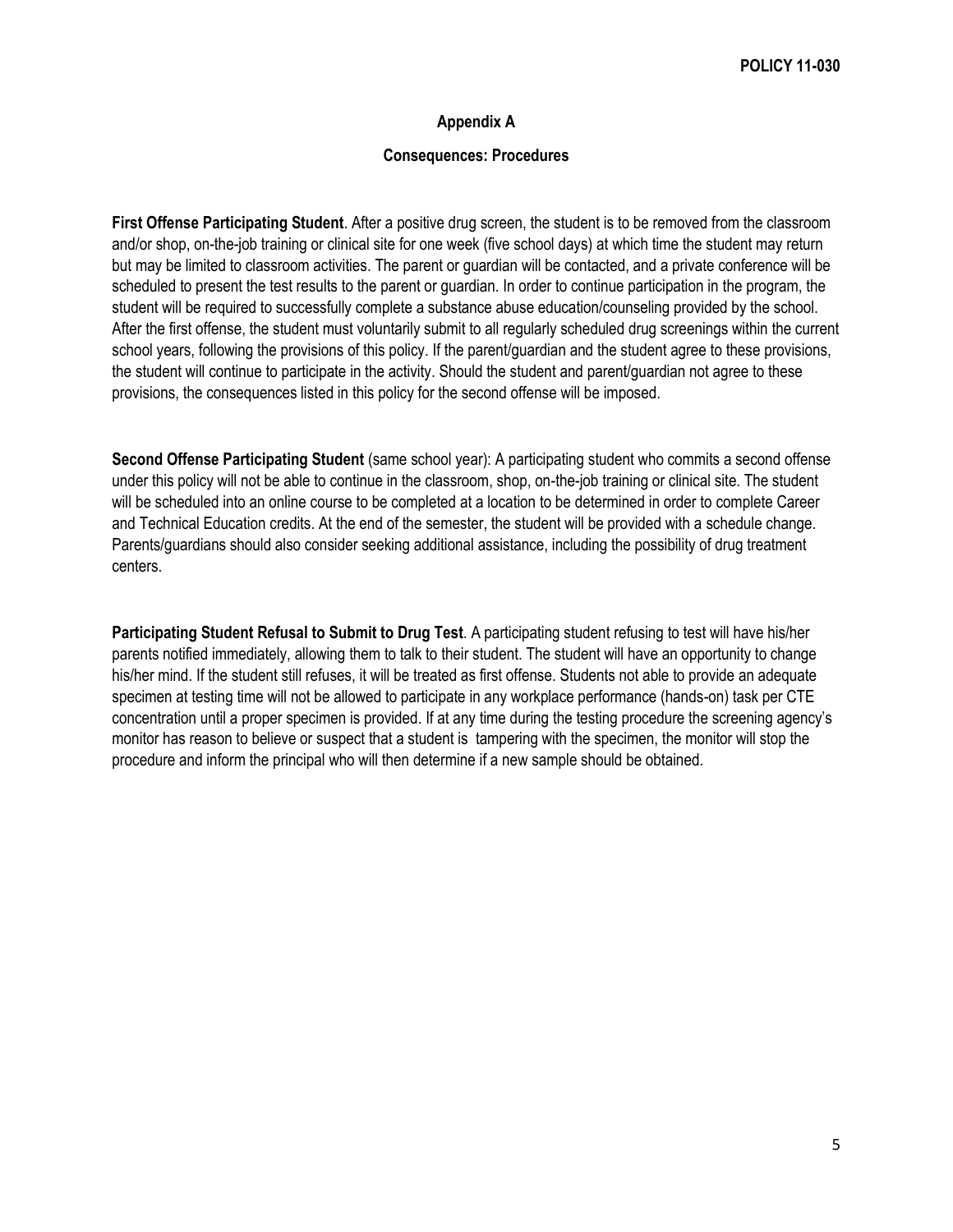## Appendix A

### Consequences: Procedures

**First Offense Participating Student**. After a positive drug screen, the student is to be removed from the classroom and/or shop, on-the-job training or clinical site for one week (five school days) at which time the student may return but may be limited to classroom activities. The parent or guardian will be contacted, and a private conference will be scheduled to present the test results to the parent or guardian. In order to continue participation in the program, the student will be required to successfully complete a substance abuse education/counseling provided by the school. After the first offense, the student must voluntarily submit to all regularly scheduled drug screenings within the current school years, following the provisions of this policy. If the parent/guardian and the student agree to these provisions, the student will continue to participate in the activity. Should the student and parent/guardian not agree to these provisions, the consequences listed in this policy for the second offense will be imposed.

**Second Offense Participating Student** (same school year): A participating student who commits a second offense under this policy will not be able to continue in the classroom, shop, on-the-job training or clinical site. The student will be scheduled into an online course to be completed at a location to be determined in order to complete Career and Technical Education credits. At the end of the semester, the student will be provided with a schedule change. Parents/guardians should also consider seeking additional assistance, including the possibility of drug treatment centers.

**Participating Student Refusal to Submit to Drug Test**. A participating student refusing to test will have his/her parents notified immediately, allowing them to talk to their student. The student will have an opportunity to change his/her mind. If the student still refuses, it will be treated as first offense. Students not able to provide an adequate specimen at testing time will not be allowed to participate in any workplace performance (hands-on) task per CTE concentration until a proper specimen is provided. If at any time during the testing procedure the screening agency's monitor has reason to believe or suspect that a student is tampering with the specimen, the monitor will stop the procedure and inform the principal who will then determine if a new sample should be obtained.